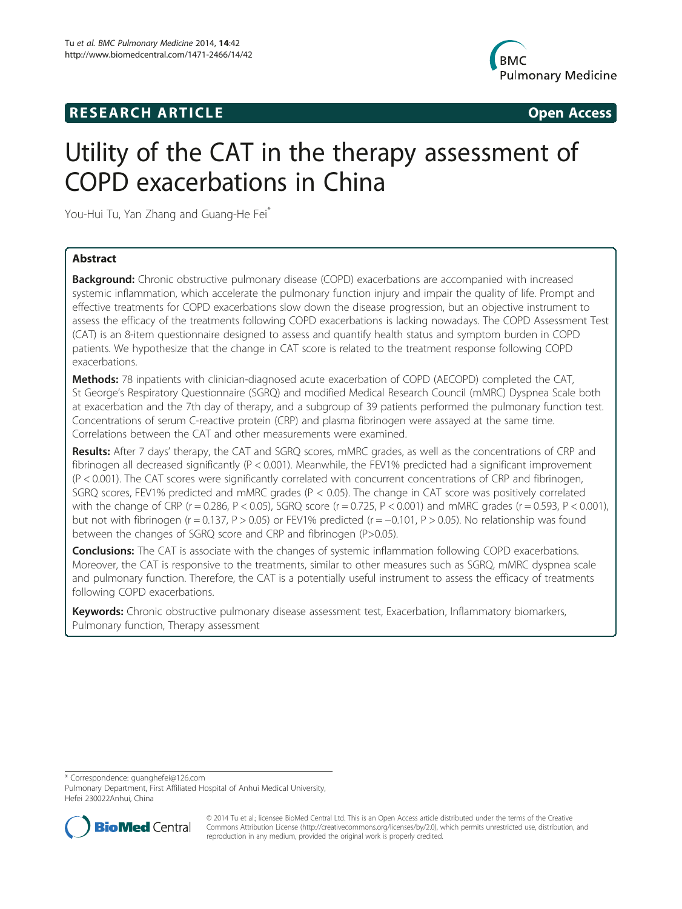**RESEARCH ARTICLE** **Open Access**

# Utility of the CAT in the therapy assessment of COPD exacerbations in China

You-Hui Tu, Yan Zhang and Guang-He Fei*

## Abstract

**Background:** Chronic obstructive pulmonary disease (COPD) exacerbations are accompanied with increased systemic inflammation, which accelerate the pulmonary function injury and impair the quality of life. Prompt and effective treatments for COPD exacerbations slow down the disease progression, but an objective instrument to assess the efficacy of the treatments following COPD exacerbations is lacking nowadays. The COPD Assessment Test (CAT) is an 8-item questionnaire designed to assess and quantify health status and symptom burden in COPD patients. We hypothesize that the change in CAT score is related to the treatment response following COPD exacerbations.

**Methods:** 78 inpatients with clinician-diagnosed acute exacerbation of COPD (AECOPD) completed the CAT, St George's Respiratory Questionnaire (SGRQ) and modified Medical Research Council (mMRC) Dyspnea Scale both at exacerbation and the 7th day of therapy, and a subgroup of 39 patients performed the pulmonary function test. Concentrations of serum C-reactive protein (CRP) and plasma fibrinogen were assayed at the same time. Correlations between the CAT and other measurements were examined.

**Results:** After 7 days' therapy, the CAT and SGRQ scores, mMRC grades, as well as the concentrations of CRP and fibrinogen all decreased significantly ($P < 0.001$). Meanwhile, the FEV1% predicted had a significant improvement ($P < 0.001$). The CAT scores were significantly correlated with concurrent concentrations of CRP and fibrinogen, SGRQ scores, FEV1% predicted and mMRC grades ($P < 0.05$). The change in CAT score was positively correlated with the change of CRP ($r = 0.286$, $P < 0.05$), SGRQ score ($r = 0.725$, $P < 0.001$) and mMRC grades ($r = 0.593$, $P < 0.001$), but not with fibrinogen ($r = 0.137$, $P > 0.05$) or FEV1% predicted ($r = -0.101$, $P > 0.05$). No relationship was found between the changes of SGRQ score and CRP and fibrinogen ($P>0.05$).

**Conclusions:** The CAT is associate with the changes of systemic inflammation following COPD exacerbations. Moreover, the CAT is responsive to the treatments, similar to other measures such as SGRQ, mMRC dyspnea scale and pulmonary function. Therefore, the CAT is a potentially useful instrument to assess the efficacy of treatments following COPD exacerbations.

**Keywords:** Chronic obstructive pulmonary disease assessment test, Exacerbation, Inflammatory biomarkers, Pulmonary function, Therapy assessment

\* Correspondence: guanghefei@126.com
Pulmonary Department, First Affiliated Hospital of Anhui Medical University, Hefei 230022Anhui, China

© 2014 Tu et al.; licensee BioMed Central Ltd. This is an Open Access article distributed under the terms of the Creative Commons Attribution License (http://creativecommons.org/licenses/by/2.0), which permits unrestricted use, distribution, and reproduction in any medium, provided the original work is properly credited.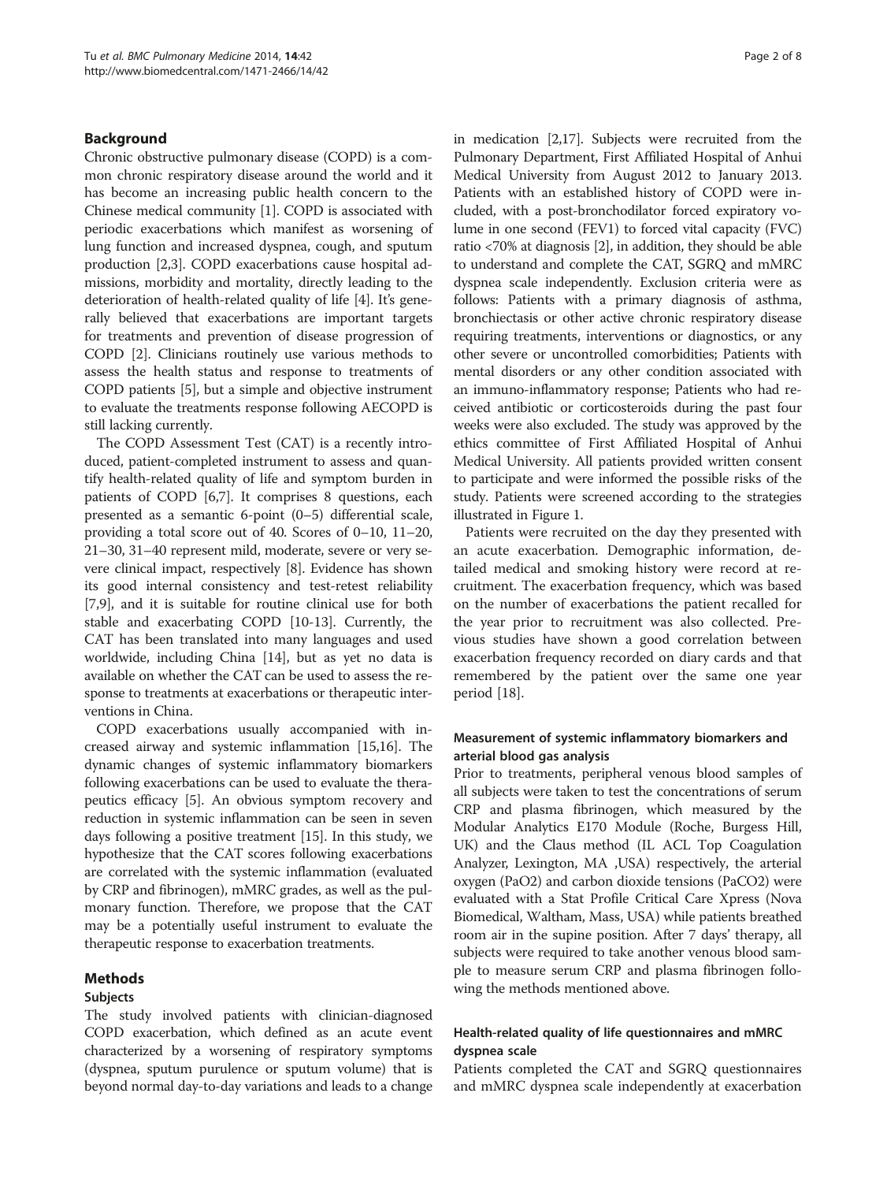## Background

Chronic obstructive pulmonary disease (COPD) is a common chronic respiratory disease around the world and it has become an increasing public health concern to the Chinese medical community [1]. COPD is associated with periodic exacerbations which manifest as worsening of lung function and increased dyspnea, cough, and sputum production [2,3]. COPD exacerbations cause hospital admissions, morbidity and mortality, directly leading to the deterioration of health-related quality of life [4]. It's generally believed that exacerbations are important targets for treatments and prevention of disease progression of COPD [2]. Clinicians routinely use various methods to assess the health status and response to treatments of COPD patients [5], but a simple and objective instrument to evaluate the treatments response following AECOPD is still lacking currently.

The COPD Assessment Test (CAT) is a recently introduced, patient-completed instrument to assess and quantify health-related quality of life and symptom burden in patients of COPD [6,7]. It comprises 8 questions, each presented as a semantic 6-point (0–5) differential scale, providing a total score out of 40. Scores of 0–10, 11–20, 21–30, 31–40 represent mild, moderate, severe or very severe clinical impact, respectively [8]. Evidence has shown its good internal consistency and test-retest reliability [7,9], and it is suitable for routine clinical use for both stable and exacerbating COPD [10-13]. Currently, the CAT has been translated into many languages and used worldwide, including China [14], but as yet no data is available on whether the CAT can be used to assess the response to treatments at exacerbations or therapeutic interventions in China.

COPD exacerbations usually accompanied with increased airway and systemic inflammation [15,16]. The dynamic changes of systemic inflammatory biomarkers following exacerbations can be used to evaluate the therapeutics efficacy [5]. An obvious symptom recovery and reduction in systemic inflammation can be seen in seven days following a positive treatment [15]. In this study, we hypothesize that the CAT scores following exacerbations are correlated with the systemic inflammation (evaluated by CRP and fibrinogen), mMRC grades, as well as the pulmonary function. Therefore, we propose that the CAT may be a potentially useful instrument to evaluate the therapeutic response to exacerbation treatments.

## Methods

### Subjects

The study involved patients with clinician-diagnosed COPD exacerbation, which defined as an acute event characterized by a worsening of respiratory symptoms (dyspnea, sputum purulence or sputum volume) that is beyond normal day-to-day variations and leads to a change in medication [2,17]. Subjects were recruited from the Pulmonary Department, First Affiliated Hospital of Anhui Medical University from August 2012 to January 2013. Patients with an established history of COPD were included, with a post-bronchodilator forced expiratory volume in one second (FEV1) to forced vital capacity (FVC) ratio <70% at diagnosis [2], in addition, they should be able to understand and complete the CAT, SGRQ and mMRC dyspnea scale independently. Exclusion criteria were as follows: Patients with a primary diagnosis of asthma, bronchiectasis or other active chronic respiratory disease requiring treatments, interventions or diagnostics, or any other severe or uncontrolled comorbidities; Patients with mental disorders or any other condition associated with an immuno-inflammatory response; Patients who had received antibiotic or corticosteroids during the past four weeks were also excluded. The study was approved by the ethics committee of First Affiliated Hospital of Anhui Medical University. All patients provided written consent to participate and were informed the possible risks of the study. Patients were screened according to the strategies illustrated in Figure 1.

Patients were recruited on the day they presented with an acute exacerbation. Demographic information, detailed medical and smoking history were record at recruitment. The exacerbation frequency, which was based on the number of exacerbations the patient recalled for the year prior to recruitment was also collected. Previous studies have shown a good correlation between exacerbation frequency recorded on diary cards and that remembered by the patient over the same one year period [18].

### Measurement of systemic inflammatory biomarkers and arterial blood gas analysis

Prior to treatments, peripheral venous blood samples of all subjects were taken to test the concentrations of serum CRP and plasma fibrinogen, which measured by the Modular Analytics E170 Module (Roche, Burgess Hill, UK) and the Claus method (IL ACL Top Coagulation Analyzer, Lexington, MA ,USA) respectively, the arterial oxygen (PaO2) and carbon dioxide tensions (PaCO2) were evaluated with a Stat Profile Critical Care Xpress (Nova Biomedical, Waltham, Mass, USA) while patients breathed room air in the supine position. After 7 days' therapy, all subjects were required to take another venous blood sample to measure serum CRP and plasma fibrinogen following the methods mentioned above.

### Health-related quality of life questionnaires and mMRC dyspnea scale

Patients completed the CAT and SGRQ questionnaires and mMRC dyspnea scale independently at exacerbation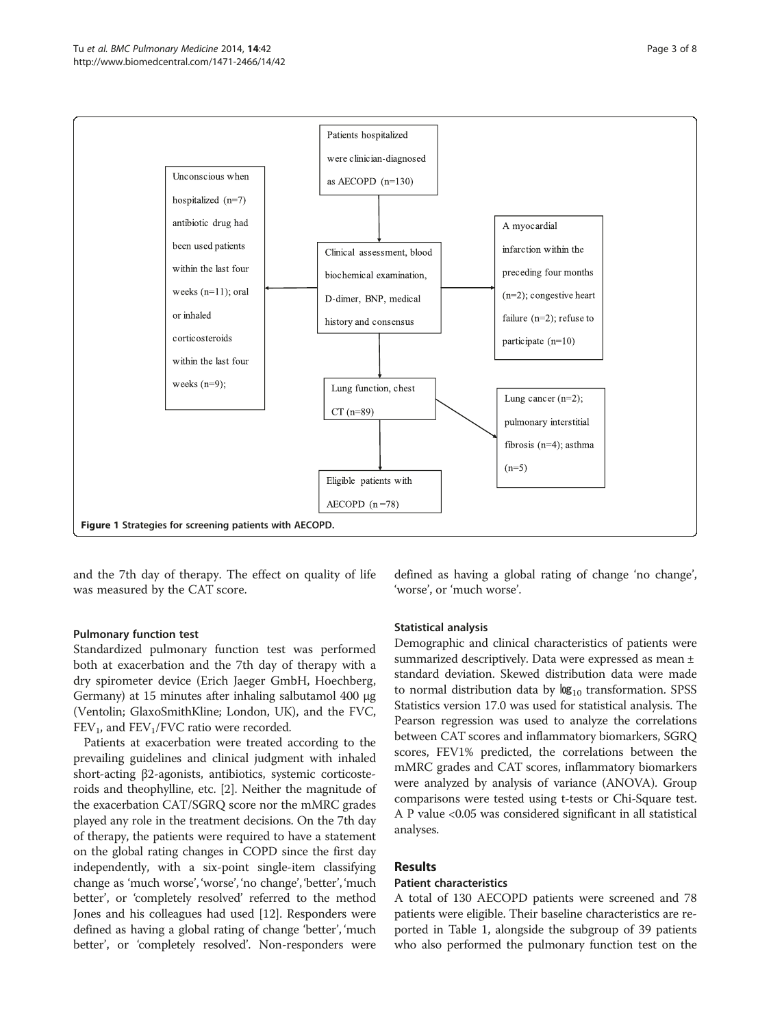Patients hospitalized were clinician-diagnosed as AECOPD (n=130)

Clinical assessment, blood biochemical examination, D-dimer, BNP, medical history and consensus

Unconscious when hospitalized (n=7) antibiotic drug had been used patients within the last four weeks (n=11); oral or inhaled corticosteroids within the last four weeks (n=9);

A myocardial infarction within the preceding four months (n=2); congestive heart failure (n=2); refuse to participate (n=10)

Lung function, chest CT (n=89)

Lung cancer (n=2); pulmonary interstitial fibrosis (n=4); asthma (n=5)

Eligible patients with AECOPD (n =78)

**Figure 1 Strategies for screening patients with AECOPD.**

and the 7th day of therapy. The effect on quality of life was measured by the CAT score.

#### Pulmonary function test

Standardized pulmonary function test was performed both at exacerbation and the 7th day of therapy with a dry spirometer device (Erich Jaeger GmbH, Hoechberg, Germany) at 15 minutes after inhaling salbutamol 400 μg (Ventolin; GlaxoSmithKline; London, UK), and the FVC, $FEV_1$, and $FEV_1$/FVC ratio were recorded.

Patients at exacerbation were treated according to the prevailing guidelines and clinical judgment with inhaled short-acting β2-agonists, antibiotics, systemic corticosteroids and theophylline, etc. [2]. Neither the magnitude of the exacerbation CAT/SGRQ score nor the mMRC grades played any role in the treatment decisions. On the 7th day of therapy, the patients were required to have a statement on the global rating changes in COPD since the first day independently, with a six-point single-item classifying change as 'much worse', 'worse', 'no change', 'better', 'much better', or 'completely resolved' referred to the method Jones and his colleagues had used [12]. Responders were defined as having a global rating of change 'better', 'much better', or 'completely resolved'. Non-responders were defined as having a global rating of change 'no change', 'worse', or 'much worse'.

#### Statistical analysis

Demographic and clinical characteristics of patients were summarized descriptively. Data were expressed as mean ± standard deviation. Skewed distribution data were made to normal distribution data by $\log_{10}$ transformation. SPSS Statistics version 17.0 was used for statistical analysis. The Pearson regression was used to analyze the correlations between CAT scores and inflammatory biomarkers, SGRQ scores, FEV1% predicted, the correlations between the mMRC grades and CAT scores, inflammatory biomarkers were analyzed by analysis of variance (ANOVA). Group comparisons were tested using t-tests or Chi-Square test. A P value <0.05 was considered significant in all statistical analyses.

## Results

#### Patient characteristics

A total of 130 AECOPD patients were screened and 78 patients were eligible. Their baseline characteristics are reported in Table 1, alongside the subgroup of 39 patients who also performed the pulmonary function test on the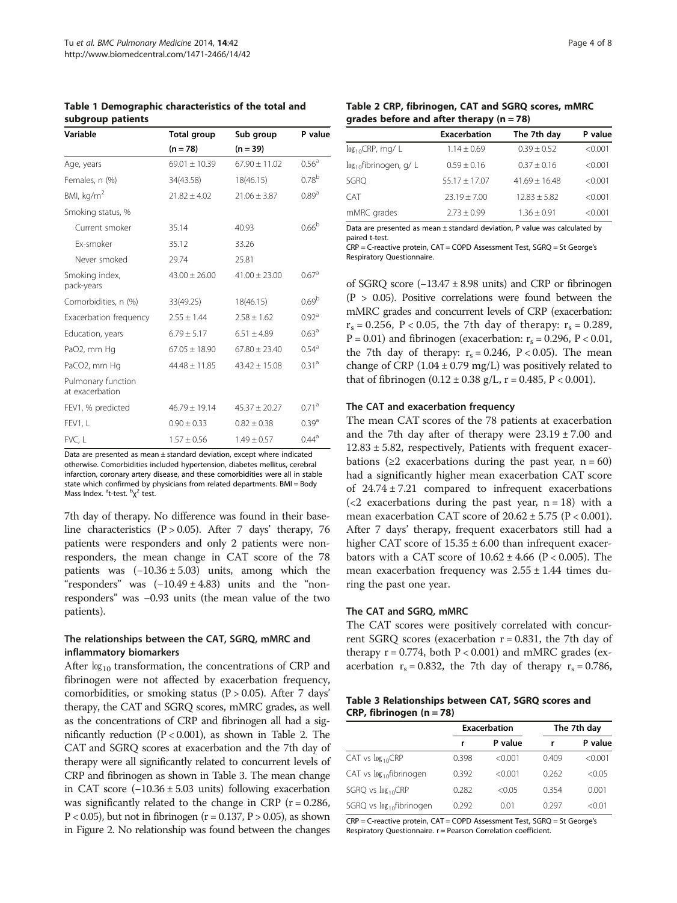**Table 1 Demographic characteristics of the total and subgroup patients**

| Variable | Total group (n = 78) | Sub group (n = 39) | P value |
|---|---|---|---|
| Age, years | 69.01 ± 10.39 | 67.90 ± 11.02 | 0.56[a] |
| Females, n (%) | 34(43.58) | 18(46.15) | 0.78[b] |
| BMI, kg/m$^2$ | 21.82 ± 4.02 | 21.06 ± 3.87 | 0.89[a] |
| Smoking status, % | | | |
| Current smoker | 35.14 | 40.93 | 0.66[b] |
| Ex-smoker | 35.12 | 33.26 | |
| Never smoked | 29.74 | 25.81 | |
| Smoking index, pack-years | 43.00 ± 26.00 | 41.00 ± 23.00 | 0.67[a] |
| Comorbidities, n (%) | 33(49.25) | 18(46.15) | 0.69[b] |
| Exacerbation frequency | 2.55 ± 1.44 | 2.58 ± 1.62 | 0.92[a] |
| Education, years | 6.79 ± 5.17 | 6.51 ± 4.89 | 0.63[a] |
| PaO2, mm Hg | 67.05 ± 18.90 | 67.80 ± 23.40 | 0.54[a] |
| PaCO2, mm Hg | 44.48 ± 11.85 | 43.42 ± 15.08 | 0.31[a] |
| Pulmonary function at exacerbation | | | |
| FEV1, % predicted | 46.79 ± 19.14 | 45.37 ± 20.27 | 0.71[a] |
| FEV1, L | 0.90 ± 0.33 | 0.82 ± 0.38 | 0.39[a] |
| FVC, L | 1.57 ± 0.56 | 1.49 ± 0.57 | 0.44[a] |

Data are presented as mean ± standard deviation, except where indicated otherwise. Comorbidities included hypertension, diabetes mellitus, cerebral infarction, coronary artery disease, and these comorbidities were all in stable state which confirmed by physicians from related departments. BMI = Body Mass Index. [a]t-test. [b]$\chi^2$ test.

7th day of therapy. No difference was found in their baseline characteristics (P > 0.05). After 7 days' therapy, 76 patients were responders and only 2 patients were non-responders, the mean change in CAT score of the 78 patients was (−10.36 ± 5.03) units, among which the "responders" was (−10.49 ± 4.83) units and the "non-responders" was −0.93 units (the mean value of the two patients).

### The relationships between the CAT, SGRQ, mMRC and inflammatory biomarkers

After $\log_{10}$ transformation, the concentrations of CRP and fibrinogen were not affected by exacerbation frequency, comorbidities, or smoking status (P > 0.05). After 7 days' therapy, the CAT and SGRQ scores, mMRC grades, as well as the concentrations of CRP and fibrinogen all had a significantly reduction (P < 0.001), as shown in Table 2. The CAT and SGRQ scores at exacerbation and the 7th day of therapy were all significantly related to concurrent levels of CRP and fibrinogen as shown in Table 3. The mean change in CAT score (−10.36 ± 5.03 units) following exacerbation was significantly related to the change in CRP (r = 0.286, P < 0.05), but not in fibrinogen (r = 0.137, P > 0.05), as shown in Figure 2. No relationship was found between the changes of SGRQ score (−13.47 ± 8.98 units) and CRP or fibrinogen (P > 0.05). Positive correlations were found between the mMRC grades and concurrent levels of CRP (exacerbation: $r_s$ = 0.256, P < 0.05, the 7th day of therapy: $r_s$ = 0.289, P = 0.01) and fibrinogen (exacerbation: $r_s$ = 0.296, P < 0.01, the 7th day of therapy: $r_s$ = 0.246, P < 0.05). The mean change of CRP (1.04 ± 0.79 mg/L) was positively related to that of fibrinogen (0.12 ± 0.38 g/L, r = 0.485, P < 0.001).

**Table 2 CRP, fibrinogen, CAT and SGRQ scores, mMRC grades before and after therapy (n = 78)**

| | Exacerbation | The 7th day | P value |
|---|---|---|---|
| $\log_{10}$CRP, mg/ L | 1.14 ± 0.69 | 0.39 ± 0.52 | <0.001 |
| $\log_{10}$fibrinogen, g/ L | 0.59 ± 0.16 | 0.37 ± 0.16 | <0.001 |
| SGRQ | 55.17 ± 17.07 | 41.69 ± 16.48 | <0.001 |
| CAT | 23.19 ± 7.00 | 12.83 ± 5.82 | <0.001 |
| mMRC grades | 2.73 ± 0.99 | 1.36 ± 0.91 | <0.001 |

Data are presented as mean ± standard deviation, P value was calculated by paired t-test.
CRP = C-reactive protein, CAT = COPD Assessment Test, SGRQ = St George's Respiratory Questionnaire.

### The CAT and exacerbation frequency

The mean CAT scores of the 78 patients at exacerbation and the 7th day after of therapy were 23.19 ± 7.00 and 12.83 ± 5.82, respectively, Patients with frequent exacerbations (≥2 exacerbations during the past year, n = 60) had a significantly higher mean exacerbation CAT score of 24.74 ± 7.21 compared to infrequent exacerbations (<2 exacerbations during the past year, n = 18) with a mean exacerbation CAT score of 20.62 ± 5.75 (P < 0.001). After 7 days' therapy, frequent exacerbators still had a higher CAT score of 15.35 ± 6.00 than infrequent exacerbators with a CAT score of 10.62 ± 4.66 (P < 0.005). The mean exacerbation frequency was 2.55 ± 1.44 times during the past one year.

### The CAT and SGRQ, mMRC

The CAT scores were positively correlated with concurrent SGRQ scores (exacerbation r = 0.831, the 7th day of therapy r = 0.774, both P < 0.001) and mMRC grades (exacerbation $r_s$ = 0.832, the 7th day of therapy $r_s$ = 0.786,

**Table 3 Relationships between CAT, SGRQ scores and CRP, fibrinogen (n = 78)**

| | Exacerbation | | The 7th day | |
|---|---|---|---|---|
| | r | P value | r | P value |
| CAT vs $\log_{10}$CRP | 0.398 | <0.001 | 0.409 | <0.001 |
| CAT vs $\log_{10}$fibrinogen | 0.392 | <0.001 | 0.262 | <0.05 |
| SGRQ vs $\log_{10}$CRP | 0.282 | <0.05 | 0.354 | 0.001 |
| SGRQ vs $\log_{10}$fibrinogen | 0.292 | 0.01 | 0.297 | <0.01 |

CRP = C-reactive protein, CAT = COPD Assessment Test, SGRQ = St George's Respiratory Questionnaire. r = Pearson Correlation coefficient.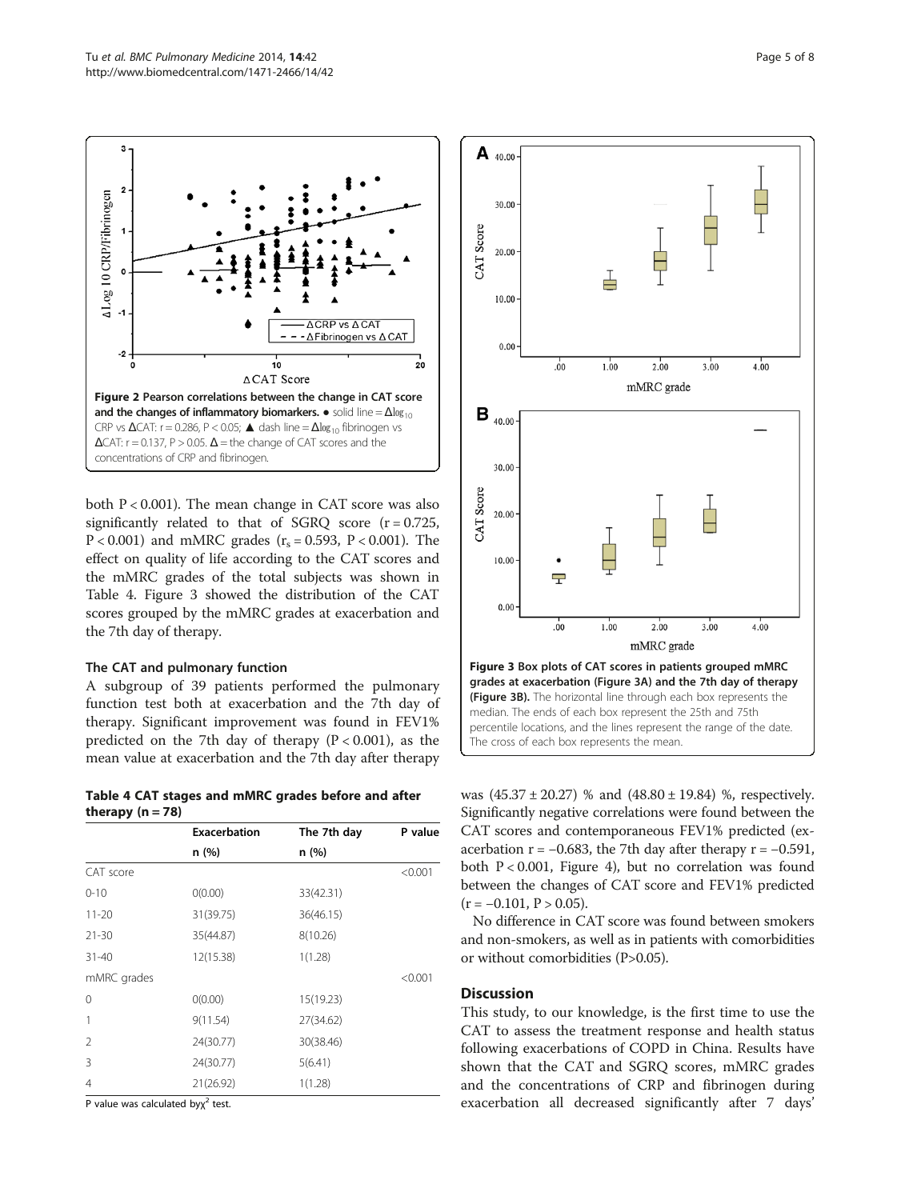**Figure 2 Pearson correlations between the change in CAT score and the changes of inflammatory biomarkers.** ● solid line = $\Delta\log_{10}$ CRP vs $\Delta$CAT: r = 0.286, P < 0.05; ▲ dash line = $\Delta\log_{10}$ fibrinogen vs $\Delta$CAT: r = 0.137, P > 0.05. $\Delta$ = the change of CAT scores and the concentrations of CRP and fibrinogen.

both P < 0.001). The mean change in CAT score was also significantly related to that of SGRQ score (r = 0.725, P < 0.001) and mMRC grades ($r_s$ = 0.593, P < 0.001). The effect on quality of life according to the CAT scores and the mMRC grades of the total subjects was shown in Table 4. Figure 3 showed the distribution of the CAT scores grouped by the mMRC grades at exacerbation and the 7th day of therapy.

### The CAT and pulmonary function

A subgroup of 39 patients performed the pulmonary function test both at exacerbation and the 7th day of therapy. Significant improvement was found in FEV1% predicted on the 7th day of therapy (P < 0.001), as the mean value at exacerbation and the 7th day after therapy was (45.37 ± 20.27) % and (48.80 ± 19.84) %, respectively. Significantly negative correlations were found between the CAT scores and contemporaneous FEV1% predicted (exacerbation r = −0.683, the 7th day after therapy r = −0.591, both P < 0.001, Figure 4), but no correlation was found between the changes of CAT score and FEV1% predicted (r = −0.101, P > 0.05).

No difference in CAT score was found between smokers and non-smokers, as well as in patients with comorbidities or without comorbidities (P>0.05).

**Table 4 CAT stages and mMRC grades before and after therapy (n = 78)**

| | Exacerbation | The 7th day | P value |
|---|---|---|---|
| | n (%) | n (%) | |
| CAT score | | | <0.001 |
| 0-10 | 0(0.00) | 33(42.31) | |
| 11-20 | 31(39.75) | 36(46.15) | |
| 21-30 | 35(44.87) | 8(10.26) | |
| 31-40 | 12(15.38) | 1(1.28) | |
| mMRC grades | | | <0.001 |
| 0 | 0(0.00) | 15(19.23) | |
| 1 | 9(11.54) | 27(34.62) | |
| 2 | 24(30.77) | 30(38.46) | |
| 3 | 24(30.77) | 5(6.41) | |
| 4 | 21(26.92) | 1(1.28) | |

P value was calculated by $\chi^2$ test.

**Figure 3 Box plots of CAT scores in patients grouped mMRC grades at exacerbation (Figure 3A) and the 7th day of therapy (Figure 3B).** The horizontal line through each box represents the median. The ends of each box represent the 25th and 75th percentile locations, and the lines represent the range of the date. The cross of each box represents the mean.

## Discussion

This study, to our knowledge, is the first time to use the CAT to assess the treatment response and health status following exacerbations of COPD in China. Results have shown that the CAT and SGRQ scores, mMRC grades and the concentrations of CRP and fibrinogen during exacerbation all decreased significantly after 7 days'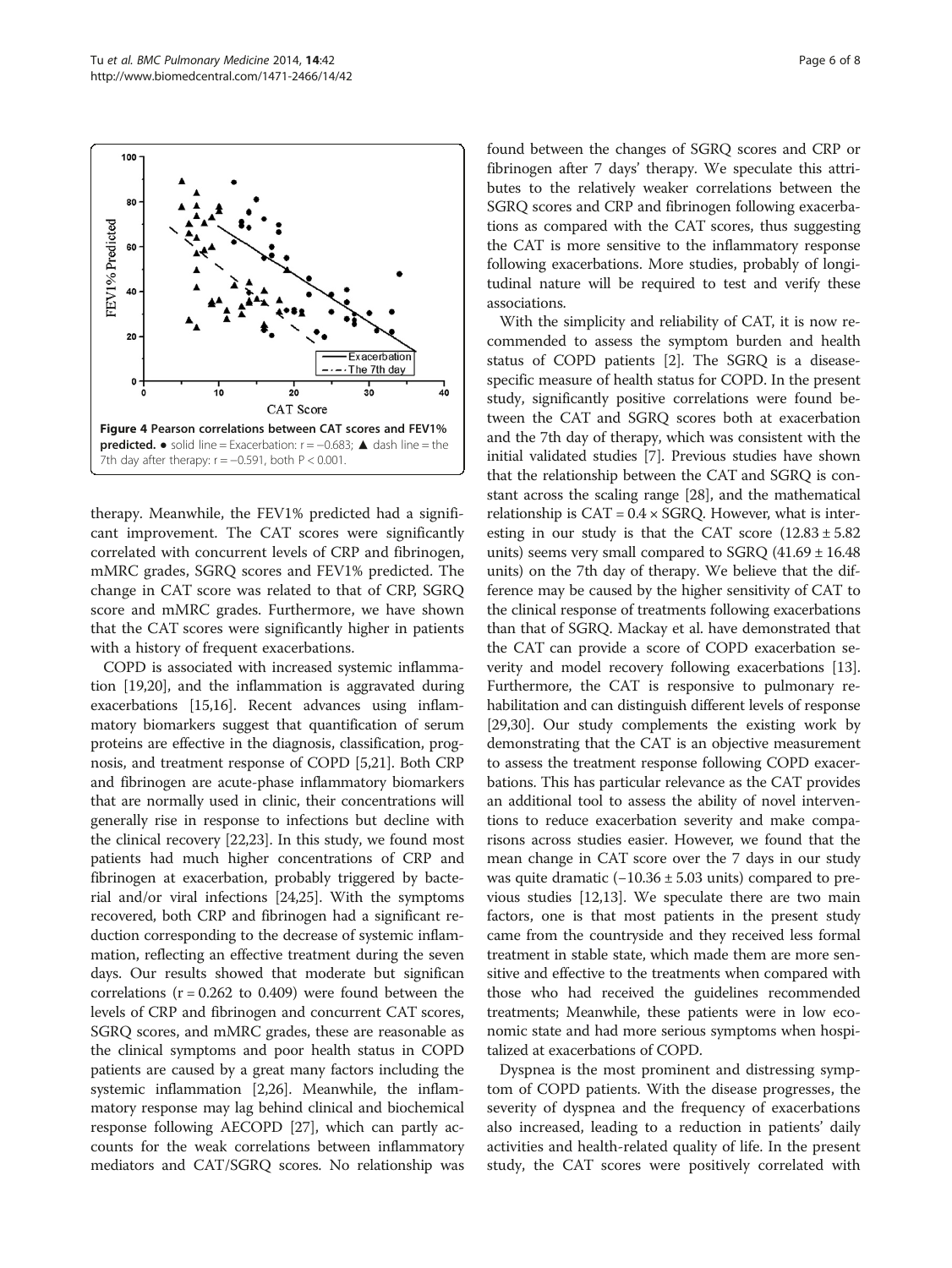**Figure 4 Pearson correlations between CAT scores and FEV1% predicted.** ● solid line = Exacerbation: $r = -0.683$; ▲ dash line = the 7th day after therapy: $r = -0.591$, both $P < 0.001$.

therapy. Meanwhile, the FEV1% predicted had a significant improvement. The CAT scores were significantly correlated with concurrent levels of CRP and fibrinogen, mMRC grades, SGRQ scores and FEV1% predicted. The change in CAT score was related to that of CRP, SGRQ score and mMRC grades. Furthermore, we have shown that the CAT scores were significantly higher in patients with a history of frequent exacerbations.

COPD is associated with increased systemic inflammation [19,20], and the inflammation is aggravated during exacerbations [15,16]. Recent advances using inflammatory biomarkers suggest that quantification of serum proteins are effective in the diagnosis, classification, prognosis, and treatment response of COPD [5,21]. Both CRP and fibrinogen are acute-phase inflammatory biomarkers that are normally used in clinic, their concentrations will generally rise in response to infections but decline with the clinical recovery [22,23]. In this study, we found most patients had much higher concentrations of CRP and fibrinogen at exacerbation, probably triggered by bacterial and/or viral infections [24,25]. With the symptoms recovered, both CRP and fibrinogen had a significant reduction corresponding to the decrease of systemic inflammation, reflecting an effective treatment during the seven days. Our results showed that moderate but significan correlations ($r = 0.262$ to $0.409$) were found between the levels of CRP and fibrinogen and concurrent CAT scores, SGRQ scores, and mMRC grades, these are reasonable as the clinical symptoms and poor health status in COPD patients are caused by a great many factors including the systemic inflammation [2,26]. Meanwhile, the inflammatory response may lag behind clinical and biochemical response following AECOPD [27], which can partly accounts for the weak correlations between inflammatory mediators and CAT/SGRQ scores. No relationship was found between the changes of SGRQ scores and CRP or fibrinogen after 7 days' therapy. We speculate this attributes to the relatively weaker correlations between the SGRQ scores and CRP and fibrinogen following exacerbations as compared with the CAT scores, thus suggesting the CAT is more sensitive to the inflammatory response following exacerbations. More studies, probably of longitudinal nature will be required to test and verify these associations.

With the simplicity and reliability of CAT, it is now recommended to assess the symptom burden and health status of COPD patients [2]. The SGRQ is a disease-specific measure of health status for COPD. In the present study, significantly positive correlations were found between the CAT and SGRQ scores both at exacerbation and the 7th day of therapy, which was consistent with the initial validated studies [7]. Previous studies have shown that the relationship between the CAT and SGRQ is constant across the scaling range [28], and the mathematical relationship is $CAT = 0.4 \times SGRQ$. However, what is interesting in our study is that the CAT score ($12.83 \pm 5.82$ units) seems very small compared to SGRQ ($41.69 \pm 16.48$ units) on the 7th day of therapy. We believe that the difference may be caused by the higher sensitivity of CAT to the clinical response of treatments following exacerbations than that of SGRQ. Mackay et al. have demonstrated that the CAT can provide a score of COPD exacerbation severity and model recovery following exacerbations [13]. Furthermore, the CAT is responsive to pulmonary rehabilitation and can distinguish different levels of response [29,30]. Our study complements the existing work by demonstrating that the CAT is an objective measurement to assess the treatment response following COPD exacerbations. This has particular relevance as the CAT provides an additional tool to assess the ability of novel interventions to reduce exacerbation severity and make comparisons across studies easier. However, we found that the mean change in CAT score over the 7 days in our study was quite dramatic ($-10.36 \pm 5.03$ units) compared to previous studies [12,13]. We speculate there are two main factors, one is that most patients in the present study came from the countryside and they received less formal treatment in stable state, which made them are more sensitive and effective to the treatments when compared with those who had received the guidelines recommended treatments; Meanwhile, these patients were in low economic state and had more serious symptoms when hospitalized at exacerbations of COPD.

Dyspnea is the most prominent and distressing symptom of COPD patients. With the disease progresses, the severity of dyspnea and the frequency of exacerbations also increased, leading to a reduction in patients' daily activities and health-related quality of life. In the present study, the CAT scores were positively correlated with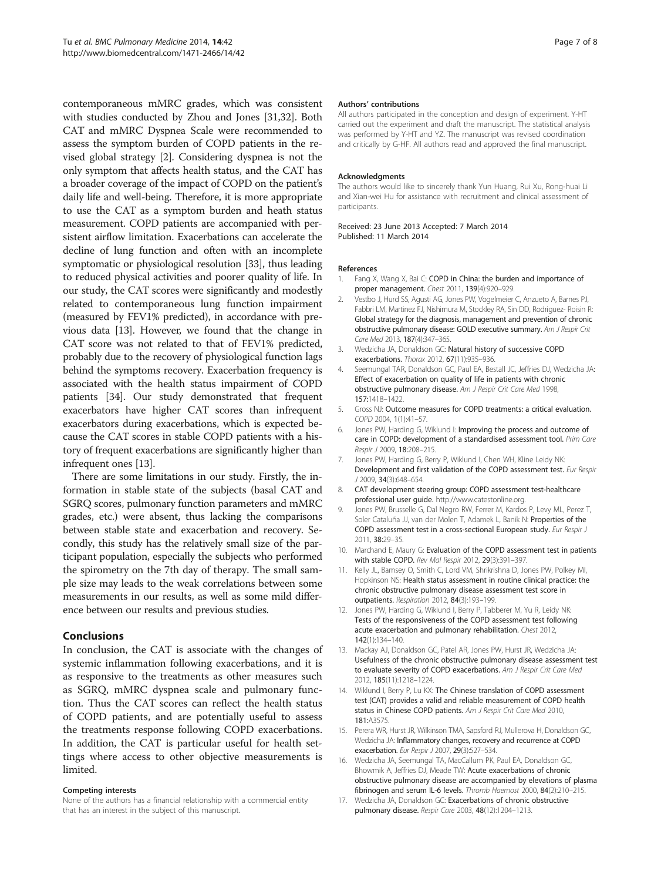contemporaneous mMRC grades, which was consistent with studies conducted by Zhou and Jones [31,32]. Both CAT and mMRC Dyspnea Scale were recommended to assess the symptom burden of COPD patients in the revised global strategy [2]. Considering dyspnea is not the only symptom that affects health status, and the CAT has a broader coverage of the impact of COPD on the patient's daily life and well-being. Therefore, it is more appropriate to use the CAT as a symptom burden and heath status measurement. COPD patients are accompanied with persistent airflow limitation. Exacerbations can accelerate the decline of lung function and often with an incomplete symptomatic or physiological resolution [33], thus leading to reduced physical activities and poorer quality of life. In our study, the CAT scores were significantly and modestly related to contemporaneous lung function impairment (measured by FEV1% predicted), in accordance with previous data [13]. However, we found that the change in CAT score was not related to that of FEV1% predicted, probably due to the recovery of physiological function lags behind the symptoms recovery. Exacerbation frequency is associated with the health status impairment of COPD patients [34]. Our study demonstrated that frequent exacerbators have higher CAT scores than infrequent exacerbators during exacerbations, which is expected because the CAT scores in stable COPD patients with a history of frequent exacerbations are significantly higher than infrequent ones [13].

There are some limitations in our study. Firstly, the information in stable state of the subjects (basal CAT and SGRQ scores, pulmonary function parameters and mMRC grades, etc.) were absent, thus lacking the comparisons between stable state and exacerbation and recovery. Secondly, this study has the relatively small size of the participant population, especially the subjects who performed the spirometry on the 7th day of therapy. The small sample size may leads to the weak correlations between some measurements in our results, as well as some mild difference between our results and previous studies.

## Conclusions

In conclusion, the CAT is associate with the changes of systemic inflammation following exacerbations, and it is as responsive to the treatments as other measures such as SGRQ, mMRC dyspnea scale and pulmonary function. Thus the CAT scores can reflect the health status of COPD patients, and are potentially useful to assess the treatments response following COPD exacerbations. In addition, the CAT is particular useful for health settings where access to other objective measurements is limited.

#### Competing interests

None of the authors has a financial relationship with a commercial entity that has an interest in the subject of this manuscript.

#### Authors' contributions

All authors participated in the conception and design of experiment. Y-HT carried out the experiment and draft the manuscript. The statistical analysis was performed by Y-HT and YZ. The manuscript was revised coordination and critically by G-HF. All authors read and approved the final manuscript.

#### Acknowledgments

The authors would like to sincerely thank Yun Huang, Rui Xu, Rong-huai Li and Xian-wei Hu for assistance with recruitment and clinical assessment of participants.

Received: 23 June 2013 Accepted: 7 March 2014
Published: 11 March 2014

#### References

1. Fang X, Wang X, Bai C: **COPD in China: the burden and importance of proper management.** *Chest* 2011, **139**(4):920–929.
2. Vestbo J, Hurd SS, Agusti AG, Jones PW, Vogelmeier C, Anzueto A, Barnes PJ, Fabbri LM, Martinez FJ, Nishimura M, Stockley RA, Sin DD, Rodriguez- Roisin R: **Global strategy for the diagnosis, management and prevention of chronic obstructive pulmonary disease: GOLD executive summary.** *Am J Respir Crit Care Med* 2013, **187**(4):347–365.
3. Wedzicha JA, Donaldson GC: **Natural history of successive COPD exacerbations.** *Thorax* 2012, **67**(11):935–936.
4. Seemungal TAR, Donaldson GC, Paul EA, Bestall JC, Jeffries DJ, Wedzicha JA: **Effect of exacerbation on quality of life in patients with chronic obstructive pulmonary disease.** *Am J Respir Crit Care Med* 1998, **157**:1418–1422.
5. Gross NJ: **Outcome measures for COPD treatments: a critical evaluation.** *COPD* 2004, **1**(1):41–57.
6. Jones PW, Harding G, Wiklund I: **Improving the process and outcome of care in COPD: development of a standardised assessment tool.** *Prim Care Respir J* 2009, **18**:208–215.
7. Jones PW, Harding G, Berry P, Wiklund I, Chen WH, Kline Leidy NK: **Development and first validation of the COPD assessment test.** *Eur Respir J* 2009, **34**(3):648–654.
8. CAT development steering group: **COPD assessment test-healthcare professional user guide.** http://www.catestonline.org.
9. Jones PW, Brusselle G, Dal Negro RW, Ferrer M, Kardos P, Levy ML, Perez T, Soler Cataluña JJ, van der Molen T, Adamek L, Banik N: **Properties of the COPD assessment test in a cross-sectional European study.** *Eur Respir J* 2011, **38**:29–35.
10. Marchand E, Maury G: **Evaluation of the COPD assessment test in patients with stable COPD.** *Rev Mal Respir* 2012, **29**(3):391–397.
11. Kelly JL, Bamsey O, Smith C, Lord VM, Shrikrishna D, Jones PW, Polkey MI, Hopkinson NS: **Health status assessment in routine clinical practice: the chronic obstructive pulmonary disease assessment test score in outpatients.** *Respiration* 2012, **84**(3):193–199.
12. Jones PW, Harding G, Wiklund I, Berry P, Tabberer M, Yu R, Leidy NK: **Tests of the responsiveness of the COPD assessment test following acute exacerbation and pulmonary rehabilitation.** *Chest* 2012, **142**(1):134–140.
13. Mackay AJ, Donaldson GC, Patel AR, Jones PW, Hurst JR, Wedzicha JA: **Usefulness of the chronic obstructive pulmonary disease assessment test to evaluate severity of COPD exacerbations.** *Am J Respir Crit Care Med* 2012, **185**(11):1218–1224.
14. Wiklund I, Berry P, Lu KX: **The Chinese translation of COPD assessment test (CAT) provides a valid and reliable measurement of COPD health status in Chinese COPD patients.** *Am J Respir Crit Care Med* 2010, **181**:A3575.
15. Perera WR, Hurst JR, Wilkinson TMA, Sapsford RJ, Mullerova H, Donaldson GC, Wedzicha JA: **Inflammatory changes, recovery and recurrence at COPD exacerbation.** *Eur Respir J* 2007, **29**(3):527–534.
16. Wedzicha JA, Seemungal TA, MacCallum PK, Paul EA, Donaldson GC, Bhowmik A, Jeffries DJ, Meade TW: **Acute exacerbations of chronic obstructive pulmonary disease are accompanied by elevations of plasma fibrinogen and serum IL-6 levels.** *Thromb Haemost* 2000, **84**(2):210–215.
17. Wedzicha JA, Donaldson GC: **Exacerbations of chronic obstructive pulmonary disease.** *Respir Care* 2003, **48**(12):1204–1213.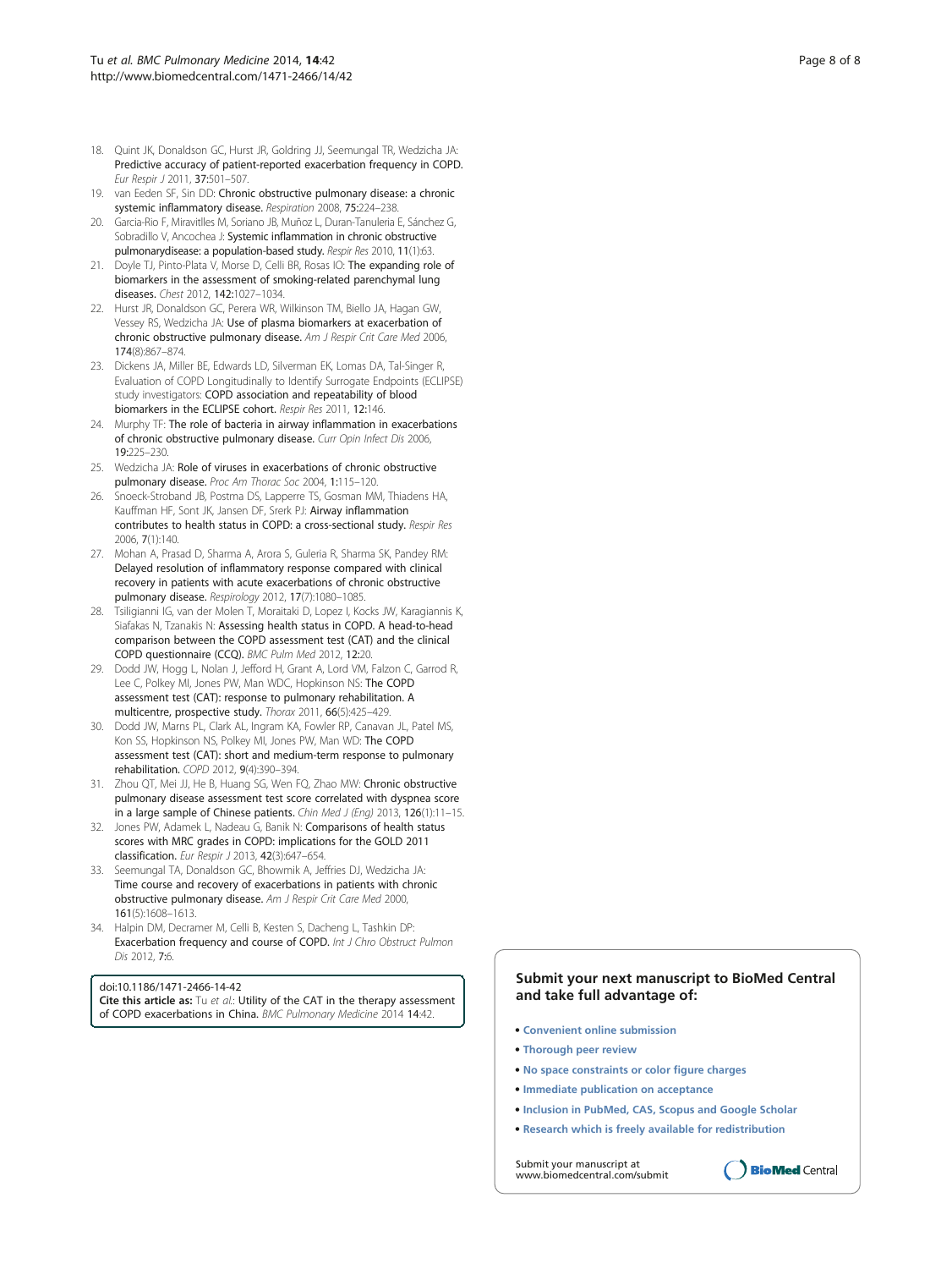18. Quint JK, Donaldson GC, Hurst JR, Goldring JJ, Seemungal TR, Wedzicha JA: Predictive accuracy of patient-reported exacerbation frequency in COPD. *Eur Respir J* 2011, **37:**501–507.
19. van Eeden SF, Sin DD: Chronic obstructive pulmonary disease: a chronic systemic inflammatory disease. *Respiration* 2008, **75:**224–238.
20. Garcia-Rio F, Miravitlles M, Soriano JB, Muñoz L, Duran-Tanuleria E, Sánchez G, Sobradillo V, Ancochea J: Systemic inflammation in chronic obstructive pulmonarydisease: a population-based study. *Respir Res* 2010, **11**(1):63.
21. Doyle TJ, Pinto-Plata V, Morse D, Celli BR, Rosas IO: The expanding role of biomarkers in the assessment of smoking-related parenchymal lung diseases. *Chest* 2012, **142:**1027–1034.
22. Hurst JR, Donaldson GC, Perera WR, Wilkinson TM, Biello JA, Hagan GW, Vessey RS, Wedzicha JA: Use of plasma biomarkers at exacerbation of chronic obstructive pulmonary disease. *Am J Respir Crit Care Med* 2006, **174**(8):867–874.
23. Dickens JA, Miller BE, Edwards LD, Silverman EK, Lomas DA, Tal-Singer R, Evaluation of COPD Longitudinally to Identify Surrogate Endpoints (ECLIPSE) study investigators: COPD association and repeatability of blood biomarkers in the ECLIPSE cohort. *Respir Res* 2011, **12:**146.
24. Murphy TF: The role of bacteria in airway inflammation in exacerbations of chronic obstructive pulmonary disease. *Curr Opin Infect Dis* 2006, **19:**225–230.
25. Wedzicha JA: Role of viruses in exacerbations of chronic obstructive pulmonary disease. *Proc Am Thorac Soc* 2004, **1:**115–120.
26. Snoeck-Stroband JB, Postma DS, Lapperre TS, Gosman MM, Thiadens HA, Kauffman HF, Sont JK, Jansen DF, Srerk PJ: Airway inflammation contributes to health status in COPD: a cross-sectional study. *Respir Res* 2006, **7**(1):140.
27. Mohan A, Prasad D, Sharma A, Arora S, Guleria R, Sharma SK, Pandey RM: Delayed resolution of inflammatory response compared with clinical recovery in patients with acute exacerbations of chronic obstructive pulmonary disease. *Respirology* 2012, **17**(7):1080–1085.
28. Tsiligianni IG, van der Molen T, Moraitaki D, Lopez I, Kocks JW, Karagiannis K, Siafakas N, Tzanakis N: Assessing health status in COPD. A head-to-head comparison between the COPD assessment test (CAT) and the clinical COPD questionnaire (CCQ). *BMC Pulm Med* 2012, **12:**20.
29. Dodd JW, Hogg L, Nolan J, Jefford H, Grant A, Lord VM, Falzon C, Garrod R, Lee C, Polkey MI, Jones PW, Man WDC, Hopkinson NS: The COPD assessment test (CAT): response to pulmonary rehabilitation. A multicentre, prospective study. *Thorax* 2011, **66**(5):425–429.
30. Dodd JW, Marns PL, Clark AL, Ingram KA, Fowler RP, Canavan JL, Patel MS, Kon SS, Hopkinson NS, Polkey MI, Jones PW, Man WD: The COPD assessment test (CAT): short and medium-term response to pulmonary rehabilitation. *COPD* 2012, **9**(4):390–394.
31. Zhou QT, Mei JJ, He B, Huang SG, Wen FQ, Zhao MW: Chronic obstructive pulmonary disease assessment test score correlated with dyspnea score in a large sample of Chinese patients. *Chin Med J (Eng)* 2013, **126**(1):11–15.
32. Jones PW, Adamek L, Nadeau G, Banik N: Comparisons of health status scores with MRC grades in COPD: implications for the GOLD 2011 classification. *Eur Respir J* 2013, **42**(3):647–654.
33. Seemungal TA, Donaldson GC, Bhowmik A, Jeffries DJ, Wedzicha JA: Time course and recovery of exacerbations in patients with chronic obstructive pulmonary disease. *Am J Respir Crit Care Med* 2000, **161**(5):1608–1613.
34. Halpin DM, Decramer M, Celli B, Kesten S, Dacheng L, Tashkin DP: Exacerbation frequency and course of COPD. *Int J Chro Obstruct Pulmon Dis* 2012, **7:**6.

doi:10.1186/1471-2466-14-42

**Cite this article as:** Tu *et al.*: Utility of the CAT in the therapy assessment of COPD exacerbations in China. *BMC Pulmonary Medicine* 2014 **14**:42.

**Submit your next manuscript to BioMed Central and take full advantage of:**

- **Convenient online submission**
- **Thorough peer review**
- **No space constraints or color figure charges**
- **Immediate publication on acceptance**
- **Inclusion in PubMed, CAS, Scopus and Google Scholar**
- **Research which is freely available for redistribution**

Submit your manuscript at www.biomedcentral.com/submit

BioMed Central